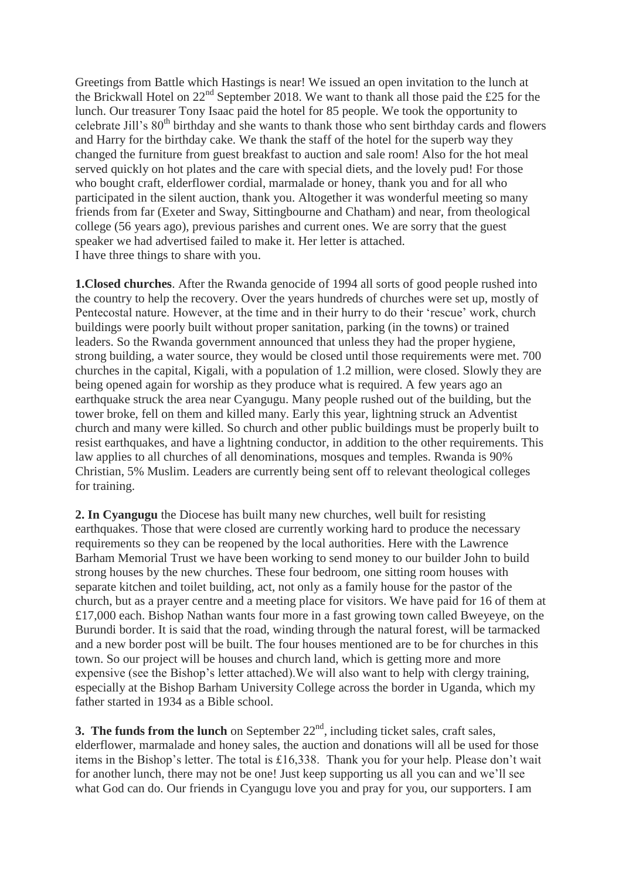Greetings from Battle which Hastings is near! We issued an open invitation to the lunch at the Brickwall Hotel on 22nd September 2018. We want to thank all those paid the £25 for the lunch. Our treasurer Tony Isaac paid the hotel for 85 people. We took the opportunity to celebrate Jill's 80th birthday and she wants to thank those who sent birthday cards and flowers and Harry for the birthday cake. We thank the staff of the hotel for the superb way they changed the furniture from guest breakfast to auction and sale room! Also for the hot meal served quickly on hot plates and the care with special diets, and the lovely pud! For those who bought craft, elderflower cordial, marmalade or honey, thank you and for all who participated in the silent auction, thank you. Altogether it was wonderful meeting so many friends from far (Exeter and Sway, Sittingbourne and Chatham) and near, from theological college (56 years ago), previous parishes and current ones. We are sorry that the guest speaker we had advertised failed to make it. Her letter is attached.
I have three things to share with you.

**1.Closed churches**. After the Rwanda genocide of 1994 all sorts of good people rushed into the country to help the recovery. Over the years hundreds of churches were set up, mostly of Pentecostal nature. However, at the time and in their hurry to do their 'rescue' work, church buildings were poorly built without proper sanitation, parking (in the towns) or trained leaders. So the Rwanda government announced that unless they had the proper hygiene, strong building, a water source, they would be closed until those requirements were met. 700 churches in the capital, Kigali, with a population of 1.2 million, were closed. Slowly they are being opened again for worship as they produce what is required. A few years ago an earthquake struck the area near Cyangugu. Many people rushed out of the building, but the tower broke, fell on them and killed many. Early this year, lightning struck an Adventist church and many were killed. So church and other public buildings must be properly built to resist earthquakes, and have a lightning conductor, in addition to the other requirements. This law applies to all churches of all denominations, mosques and temples. Rwanda is 90% Christian, 5% Muslim. Leaders are currently being sent off to relevant theological colleges for training.

**2. In Cyangugu** the Diocese has built many new churches, well built for resisting earthquakes. Those that were closed are currently working hard to produce the necessary requirements so they can be reopened by the local authorities. Here with the Lawrence Barham Memorial Trust we have been working to send money to our builder John to build strong houses by the new churches. These four bedroom, one sitting room houses with separate kitchen and toilet building, act, not only as a family house for the pastor of the church, but as a prayer centre and a meeting place for visitors. We have paid for 16 of them at £17,000 each. Bishop Nathan wants four more in a fast growing town called Bweyeye, on the Burundi border. It is said that the road, winding through the natural forest, will be tarmacked and a new border post will be built. The four houses mentioned are to be for churches in this town. So our project will be houses and church land, which is getting more and more expensive (see the Bishop's letter attached).We will also want to help with clergy training, especially at the Bishop Barham University College across the border in Uganda, which my father started in 1934 as a Bible school.

**3. The funds from the lunch** on September 22nd, including ticket sales, craft sales, elderflower, marmalade and honey sales, the auction and donations will all be used for those items in the Bishop's letter. The total is £16,338. Thank you for your help. Please don't wait for another lunch, there may not be one! Just keep supporting us all you can and we'll see what God can do. Our friends in Cyangugu love you and pray for you, our supporters. I am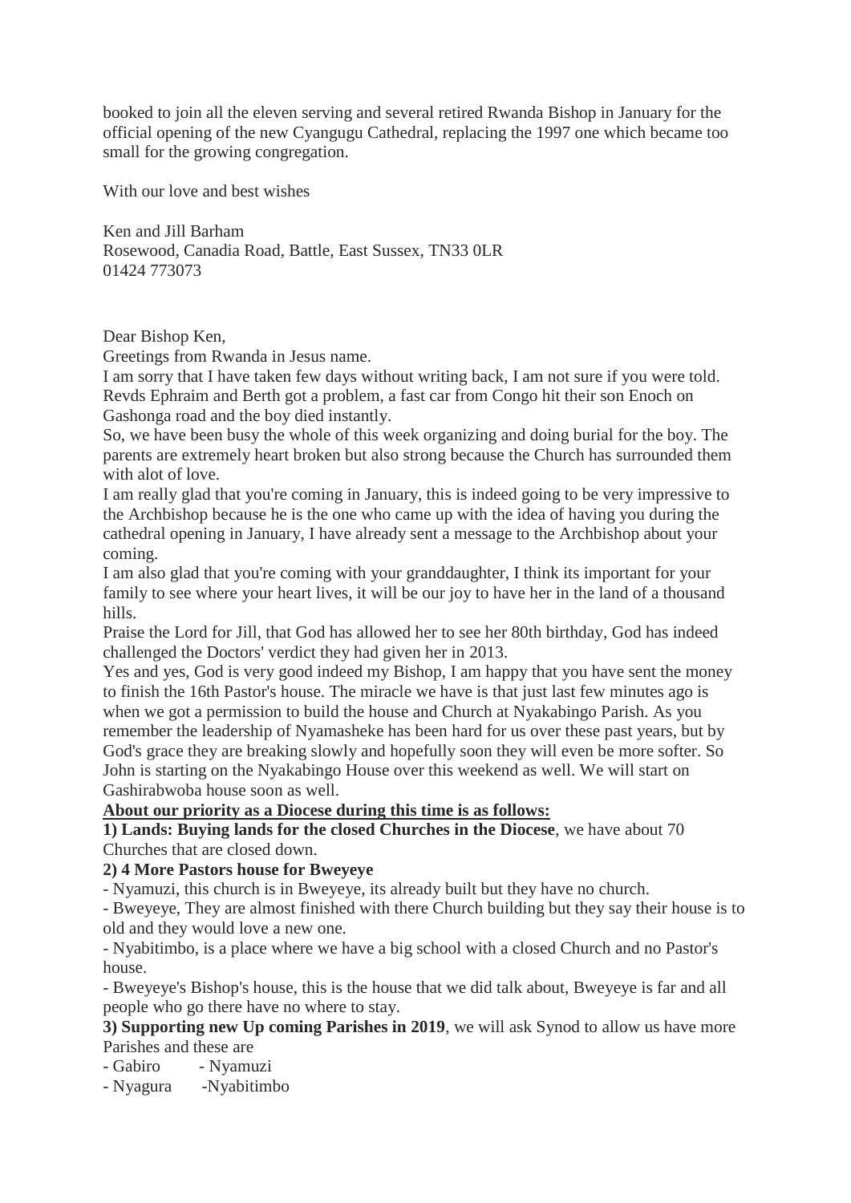booked to join all the eleven serving and several retired Rwanda Bishop in January for the official opening of the new Cyangugu Cathedral, replacing the 1997 one which became too small for the growing congregation.

With our love and best wishes

Ken and Jill Barham
Rosewood, Canadia Road, Battle, East Sussex, TN33 0LR
01424 773073

Dear Bishop Ken,

Greetings from Rwanda in Jesus name.

I am sorry that I have taken few days without writing back, I am not sure if you were told. Revds Ephraim and Berth got a problem, a fast car from Congo hit their son Enoch on Gashonga road and the boy died instantly.

So, we have been busy the whole of this week organizing and doing burial for the boy. The parents are extremely heart broken but also strong because the Church has surrounded them with alot of love.

I am really glad that you're coming in January, this is indeed going to be very impressive to the Archbishop because he is the one who came up with the idea of having you during the cathedral opening in January, I have already sent a message to the Archbishop about your coming.

I am also glad that you're coming with your granddaughter, I think its important for your family to see where your heart lives, it will be our joy to have her in the land of a thousand hills.

Praise the Lord for Jill, that God has allowed her to see her 80th birthday, God has indeed challenged the Doctors' verdict they had given her in 2013.

Yes and yes, God is very good indeed my Bishop, I am happy that you have sent the money to finish the 16th Pastor's house. The miracle we have is that just last few minutes ago is when we got a permission to build the house and Church at Nyakabingo Parish. As you remember the leadership of Nyamasheke has been hard for us over these past years, but by God's grace they are breaking slowly and hopefully soon they will even be more softer. So John is starting on the Nyakabingo House over this weekend as well. We will start on Gashirabwoba house soon as well.

**<u>About our priority as a Diocese during this time is as follows:</u>**

**1) Lands: Buying lands for the closed Churches in the Diocese**, we have about 70 Churches that are closed down.

**2) 4 More Pastors house for Bweyeye**

- Nyamuzi, this church is in Bweyeye, its already built but they have no church.
- Bweyeye, They are almost finished with there Church building but they say their house is to old and they would love a new one.
- Nyabitimbo, is a place where we have a big school with a closed Church and no Pastor's house.
- Bweyeye's Bishop's house, this is the house that we did talk about, Bweyeye is far and all people who go there have no where to stay.

**3) Supporting new Up coming Parishes in 2019**, we will ask Synod to allow us have more Parishes and these are

- Gabiro - Nyamuzi
- Nyagura -Nyabitimbo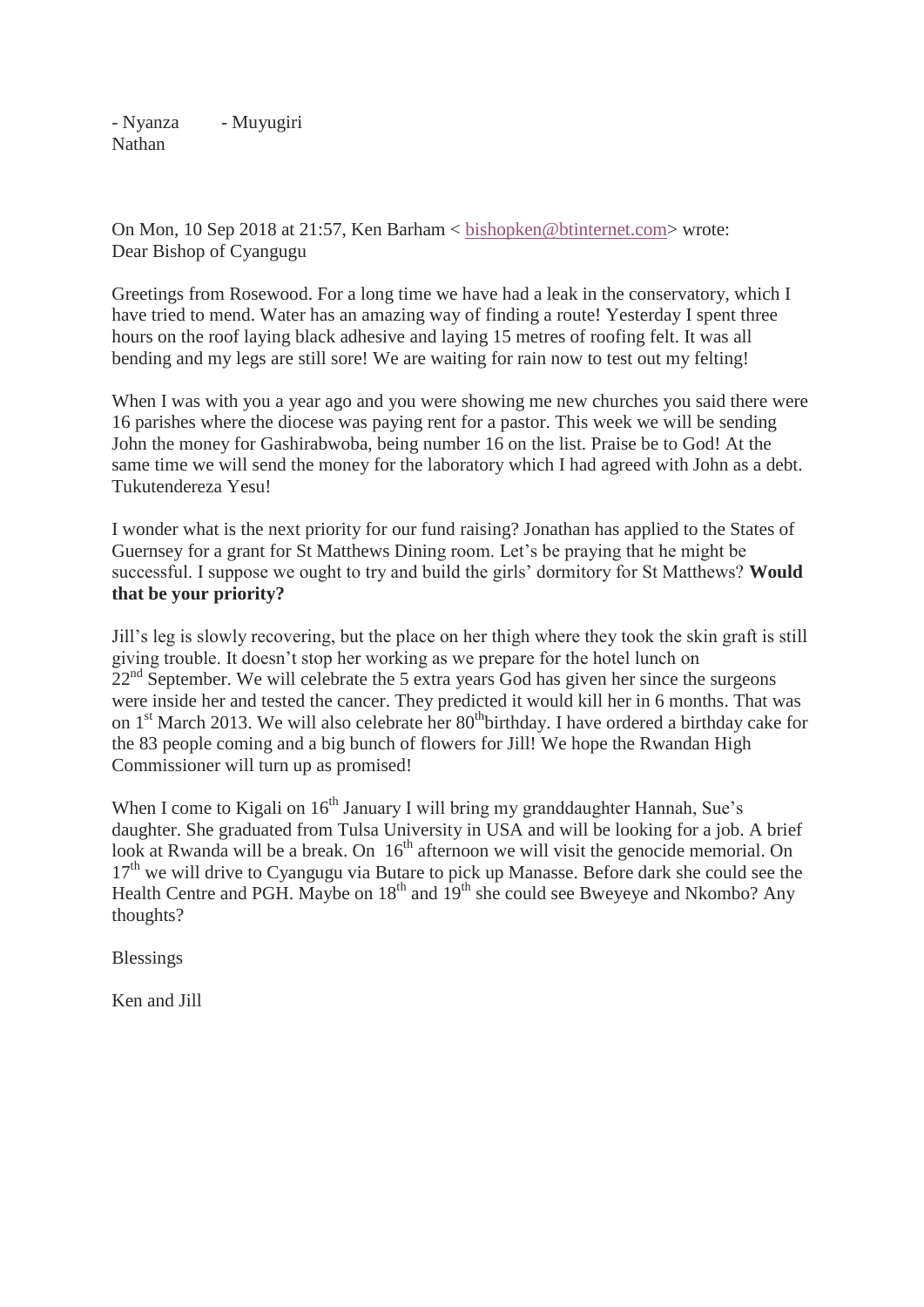- Nyanza - Muyugiri
Nathan

On Mon, 10 Sep 2018 at 21:57, Ken Barham < bishopken@btinternet.com> wrote:
Dear Bishop of Cyangugu

Greetings from Rosewood. For a long time we have had a leak in the conservatory, which I have tried to mend. Water has an amazing way of finding a route! Yesterday I spent three hours on the roof laying black adhesive and laying 15 metres of roofing felt. It was all bending and my legs are still sore! We are waiting for rain now to test out my felting!

When I was with you a year ago and you were showing me new churches you said there were 16 parishes where the diocese was paying rent for a pastor. This week we will be sending John the money for Gashirabwoba, being number 16 on the list. Praise be to God! At the same time we will send the money for the laboratory which I had agreed with John as a debt. Tukutendereza Yesu!

I wonder what is the next priority for our fund raising? Jonathan has applied to the States of Guernsey for a grant for St Matthews Dining room. Let's be praying that he might be successful. I suppose we ought to try and build the girls' dormitory for St Matthews? **Would that be your priority?**

Jill's leg is slowly recovering, but the place on her thigh where they took the skin graft is still giving trouble. It doesn't stop her working as we prepare for the hotel lunch on 22nd September. We will celebrate the 5 extra years God has given her since the surgeons were inside her and tested the cancer. They predicted it would kill her in 6 months. That was on 1st March 2013. We will also celebrate her 80th birthday. I have ordered a birthday cake for the 83 people coming and a big bunch of flowers for Jill! We hope the Rwandan High Commissioner will turn up as promised!

When I come to Kigali on 16th January I will bring my granddaughter Hannah, Sue's daughter. She graduated from Tulsa University in USA and will be looking for a job. A brief look at Rwanda will be a break. On 16th afternoon we will visit the genocide memorial. On 17th we will drive to Cyangugu via Butare to pick up Manasse. Before dark she could see the Health Centre and PGH. Maybe on 18th and 19th she could see Bweyeye and Nkombo? Any thoughts?

Blessings

Ken and Jill